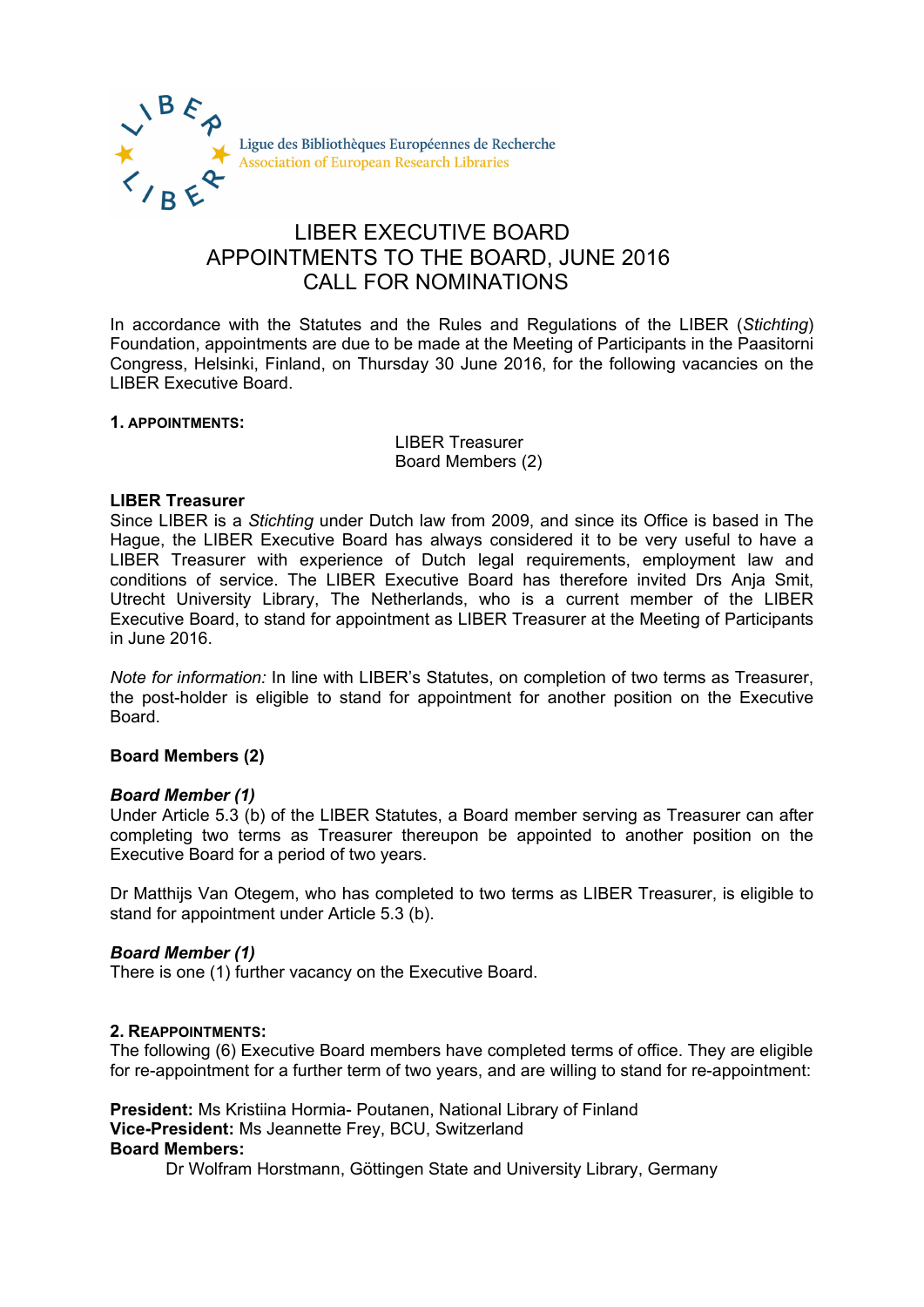Ligue des Bibliothèques Européennes de Recherche
Association of European Research Libraries

# LIBER EXECUTIVE BOARD
# APPOINTMENTS TO THE BOARD, JUNE 2016
# CALL FOR NOMINATIONS

In accordance with the Statutes and the Rules and Regulations of the LIBER (*Stichting*) Foundation, appointments are due to be made at the Meeting of Participants in the Paasitorni Congress, Helsinki, Finland, on Thursday 30 June 2016, for the following vacancies on the LIBER Executive Board.

**1. APPOINTMENTS:**

LIBER Treasurer
Board Members (2)

**LIBER Treasurer**

Since LIBER is a *Stichting* under Dutch law from 2009, and since its Office is based in The Hague, the LIBER Executive Board has always considered it to be very useful to have a LIBER Treasurer with experience of Dutch legal requirements, employment law and conditions of service. The LIBER Executive Board has therefore invited Drs Anja Smit, Utrecht University Library, The Netherlands, who is a current member of the LIBER Executive Board, to stand for appointment as LIBER Treasurer at the Meeting of Participants in June 2016.

*Note for information:* In line with LIBER's Statutes, on completion of two terms as Treasurer, the post-holder is eligible to stand for appointment for another position on the Executive Board.

**Board Members (2)**

***Board Member (1)***

Under Article 5.3 (b) of the LIBER Statutes, a Board member serving as Treasurer can after completing two terms as Treasurer thereupon be appointed to another position on the Executive Board for a period of two years.

Dr Matthijs Van Otegem, who has completed to two terms as LIBER Treasurer, is eligible to stand for appointment under Article 5.3 (b).

***Board Member (1)***

There is one (1) further vacancy on the Executive Board.

**2. REAPPOINTMENTS:**

The following (6) Executive Board members have completed terms of office. They are eligible for re-appointment for a further term of two years, and are willing to stand for re-appointment:

**President:** Ms Kristiina Hormia- Poutanen, National Library of Finland
**Vice-President:** Ms Jeannette Frey, BCU, Switzerland
**Board Members:**

Dr Wolfram Horstmann, Göttingen State and University Library, Germany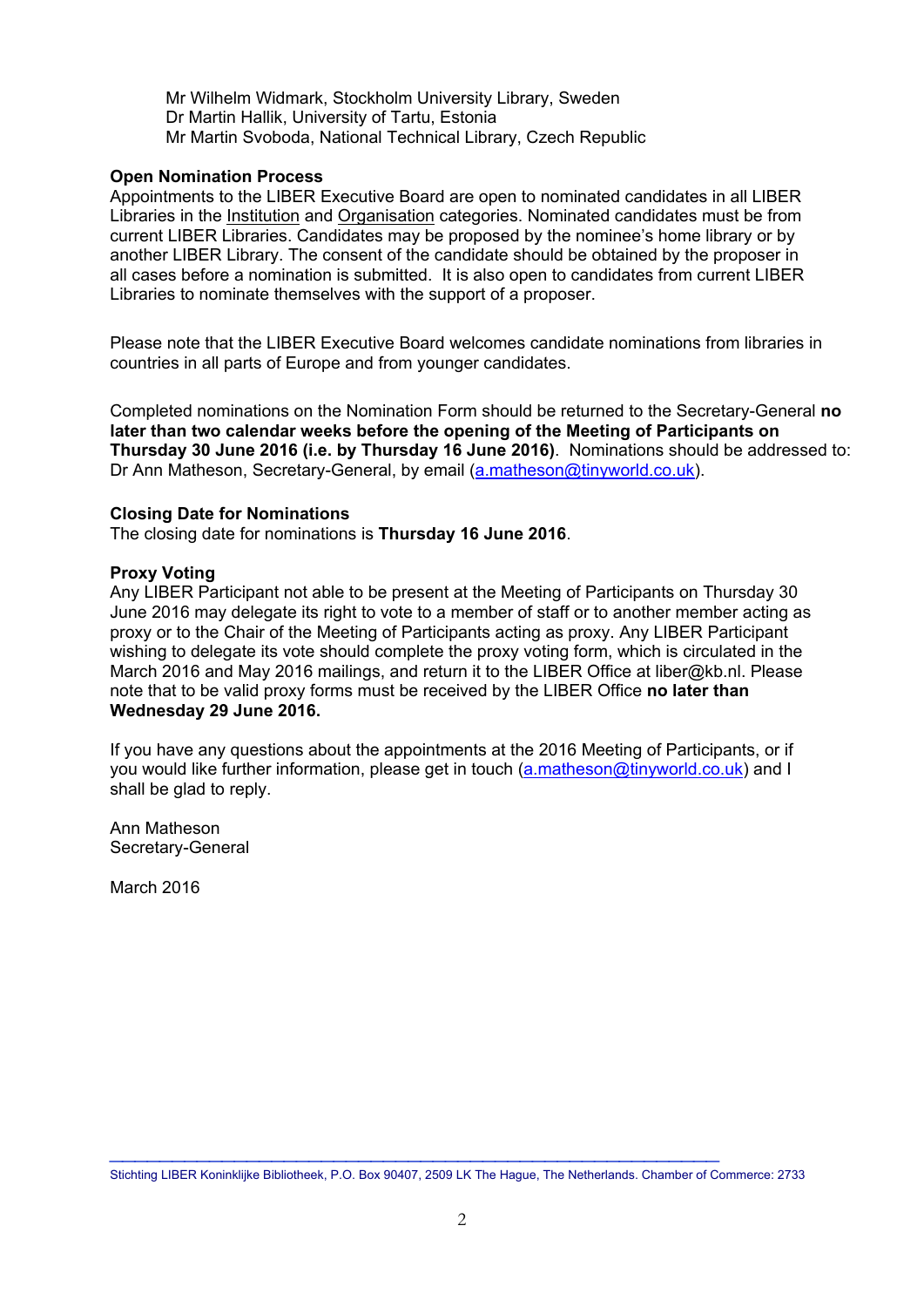Mr Wilhelm Widmark, Stockholm University Library, Sweden
Dr Martin Hallik, University of Tartu, Estonia
Mr Martin Svoboda, National Technical Library, Czech Republic

**Open Nomination Process**
Appointments to the LIBER Executive Board are open to nominated candidates in all LIBER Libraries in the Institution and Organisation categories. Nominated candidates must be from current LIBER Libraries. Candidates may be proposed by the nominee's home library or by another LIBER Library. The consent of the candidate should be obtained by the proposer in all cases before a nomination is submitted. It is also open to candidates from current LIBER Libraries to nominate themselves with the support of a proposer.

Please note that the LIBER Executive Board welcomes candidate nominations from libraries in countries in all parts of Europe and from younger candidates.

Completed nominations on the Nomination Form should be returned to the Secretary-General **no later than two calendar weeks before the opening of the Meeting of Participants on Thursday 30 June 2016 (i.e. by Thursday 16 June 2016)**. Nominations should be addressed to: Dr Ann Matheson, Secretary-General, by email (a.matheson@tinyworld.co.uk).

**Closing Date for Nominations**
The closing date for nominations is **Thursday 16 June 2016**.

**Proxy Voting**
Any LIBER Participant not able to be present at the Meeting of Participants on Thursday 30 June 2016 may delegate its right to vote to a member of staff or to another member acting as proxy or to the Chair of the Meeting of Participants acting as proxy. Any LIBER Participant wishing to delegate its vote should complete the proxy voting form, which is circulated in the March 2016 and May 2016 mailings, and return it to the LIBER Office at liber@kb.nl. Please note that to be valid proxy forms must be received by the LIBER Office **no later than Wednesday 29 June 2016.**

If you have any questions about the appointments at the 2016 Meeting of Participants, or if you would like further information, please get in touch (a.matheson@tinyworld.co.uk) and I shall be glad to reply.

Ann Matheson
Secretary-General

March 2016